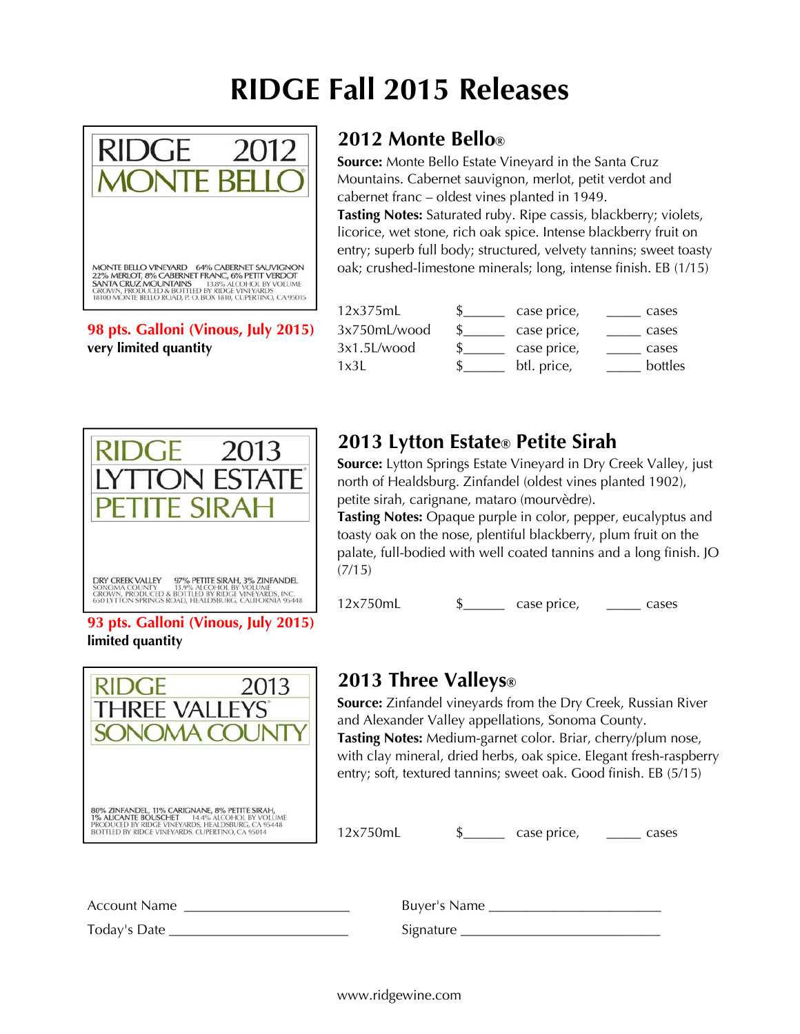# RIDGE Fall 2015 Releases

RIDGE 2012
MONTE BELLO

MONTE BELLO VINEYARD 64% CABERNET SAUVIGNON
22% MERLOT, 8% CABERNET FRANC, 6% PETIT VERDOT
SANTA CRUZ MOUNTAINS 13.8% ALCOHOL BY VOLUME
GROWN, PRODUCED & BOTTLED BY RIDGE VINEYARDS
18100 MONTE BELLO ROAD, P. O. BOX 1810, CUPERTINO, CA 95015

**98 pts. Galloni (Vinous, July 2015)**
**very limited quantity**

## 2012 Monte Bello®

**Source:** Monte Bello Estate Vineyard in the Santa Cruz Mountains. Cabernet sauvignon, merlot, petit verdot and cabernet franc – oldest vines planted in 1949.
**Tasting Notes:** Saturated ruby. Ripe cassis, blackberry; violets, licorice, wet stone, rich oak spice. Intense blackberry fruit on entry; superb full body; structured, velvety tannins; sweet toasty oak; crushed-limestone minerals; long, intense finish. EB (1/15)

| | | | | |
|---|---|---|---|---|
| 12x375mL | $\_\_\_\_\_\_ | case price, | \_\_\_\_\_ | cases |
| 3x750mL/wood | $\_\_\_\_\_\_ | case price, | \_\_\_\_\_ | cases |
| 3x1.5L/wood | $\_\_\_\_\_\_ | case price, | \_\_\_\_\_ | cases |
| 1x3L | $\_\_\_\_\_\_ | btl. price, | \_\_\_\_\_ | bottles |

RIDGE 2013
LYTTON ESTATE
PETITE SIRAH

DRY CREEK VALLEY 97% PETITE SIRAH, 3% ZINFANDEL
SONOMA COUNTY 13.9% ALCOHOL BY VOLUME
GROWN, PRODUCED & BOTTLED BY RIDGE VINEYARDS, INC.
650 LYTTON SPRINGS ROAD, HEALDSBURG, CALIFORNIA 95448

**93 pts. Galloni (Vinous, July 2015)**
**limited quantity**

## 2013 Lytton Estate® Petite Sirah

**Source:** Lytton Springs Estate Vineyard in Dry Creek Valley, just north of Healdsburg. Zinfandel (oldest vines planted 1902), petite sirah, carignane, mataro (mourvèdre).
**Tasting Notes:** Opaque purple in color, pepper, eucalyptus and toasty oak on the nose, plentiful blackberry, plum fruit on the palate, full-bodied with well coated tannins and a long finish. JO (7/15)

12x750mL $\_\_\_\_\_\_ case price, \_\_\_\_\_ cases

RIDGE 2013
THREE VALLEYS
SONOMA COUNTY

80% ZINFANDEL, 11% CARIGNANE, 8% PETITE SIRAH,
1% ALICANTE BOUSCHET 14.4% ALCOHOL BY VOLUME
PRODUCED BY RIDGE VINEYARDS, HEALDSBURG, CA 95448
BOTTLED BY RIDGE VINEYARDS, CUPERTINO, CA 95014

## 2013 Three Valleys®

**Source:** Zinfandel vineyards from the Dry Creek, Russian River and Alexander Valley appellations, Sonoma County.
**Tasting Notes:** Medium-garnet color. Briar, cherry/plum nose, with clay mineral, dried herbs, oak spice. Elegant fresh-raspberry entry; soft, textured tannins; sweet oak. Good finish. EB (5/15)

12x750mL $\_\_\_\_\_\_ case price, \_\_\_\_\_ cases

Account Name \_\_\_\_\_\_\_\_\_\_\_\_\_\_\_\_\_\_\_\_\_\_ Buyer's Name \_\_\_\_\_\_\_\_\_\_\_\_\_\_\_\_\_\_\_\_\_\_

Today's Date \_\_\_\_\_\_\_\_\_\_\_\_\_\_\_\_\_\_\_\_\_\_ Signature \_\_\_\_\_\_\_\_\_\_\_\_\_\_\_\_\_\_\_\_\_\_

www.ridgewine.com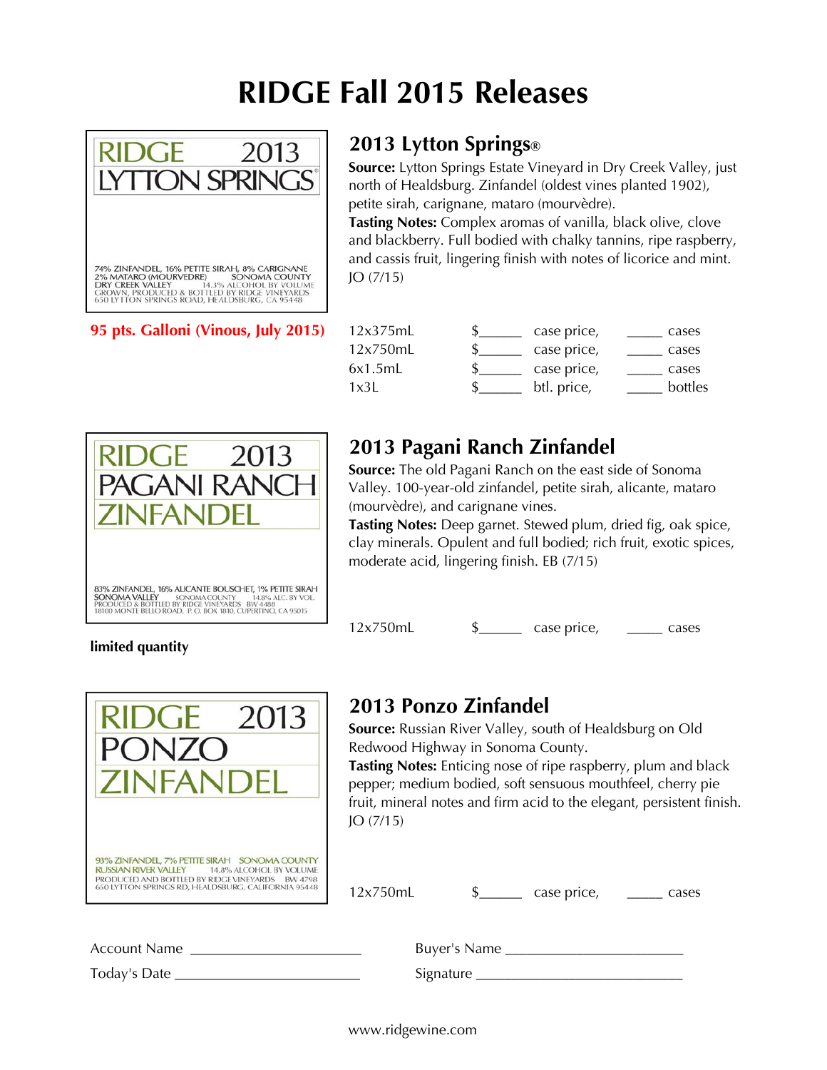# RIDGE Fall 2015 Releases

RIDGE 2013
LYTTON SPRINGS®

74% ZINFANDEL, 16% PETITE SIRAH, 8% CARIGNANE
2% MATARO (MOURVEDRE) SONOMA COUNTY
DRY CREEK VALLEY 14.3% ALCOHOL BY VOLUME
GROWN, PRODUCED & BOTTLED BY RIDGE VINEYARDS
650 LYTTON SPRINGS ROAD, HEALDSBURG, CA 95448

**95 pts. Galloni (Vinous, July 2015)**

## 2013 Lytton Springs®

**Source:** Lytton Springs Estate Vineyard in Dry Creek Valley, just north of Healdsburg. Zinfandel (oldest vines planted 1902), petite sirah, carignane, mataro (mourvèdre).

**Tasting Notes:** Complex aromas of vanilla, black olive, clove and blackberry. Full bodied with chalky tannins, ripe raspberry, and cassis fruit, lingering finish with notes of licorice and mint. JO (7/15)

| | | | | |
|---|---|---|---|---|
| 12x375mL | $______ | case price, | _____ | cases |
| 12x750mL | $______ | case price, | _____ | cases |
| 6x1.5mL | $______ | case price, | _____ | cases |
| 1x3L | $______ | btl. price, | _____ | bottles |

RIDGE 2013
PAGANI RANCH
ZINFANDEL

83% ZINFANDEL, 16% ALICANTE BOUSCHET, 1% PETITE SIRAH
SONOMA VALLEY SONOMA COUNTY 14.8% ALC. BY VOL.
PRODUCED & BOTTLED BY RIDGE VINEYARDS BW 4488
18100 MONTE BELLO ROAD, P.O. BOX 1810, CUPERTINO, CA 95015

**limited quantity**

## 2013 Pagani Ranch Zinfandel

**Source:** The old Pagani Ranch on the east side of Sonoma Valley. 100-year-old zinfandel, petite sirah, alicante, mataro (mourvèdre), and carignane vines.

**Tasting Notes:** Deep garnet. Stewed plum, dried fig, oak spice, clay minerals. Opulent and full bodied; rich fruit, exotic spices, moderate acid, lingering finish. EB (7/15)

| | | | | |
|---|---|---|---|---|
| 12x750mL | $______ | case price, | _____ | cases |

RIDGE 2013
PONZO
ZINFANDEL

93% ZINFANDEL, 7% PETITE SIRAH SONOMA COUNTY
RUSSIAN RIVER VALLEY 14.8% ALCOHOL BY VOLUME
PRODUCED AND BOTTLED BY RIDGE VINEYARDS BW 4798
650 LYTTON SPRINGS RD, HEALDSBURG, CALIFORNIA 95448

## 2013 Ponzo Zinfandel

**Source:** Russian River Valley, south of Healdsburg on Old Redwood Highway in Sonoma County.

**Tasting Notes:** Enticing nose of ripe raspberry, plum and black pepper; medium bodied, soft sensuous mouthfeel, cherry pie fruit, mineral notes and firm acid to the elegant, persistent finish. JO (7/15)

| | | | | |
|---|---|---|---|---|
| 12x750mL | $______ | case price, | _____ | cases |

Account Name ______________________ Buyer's Name ______________________

Today's Date ______________________ Signature ______________________

www.ridgewine.com